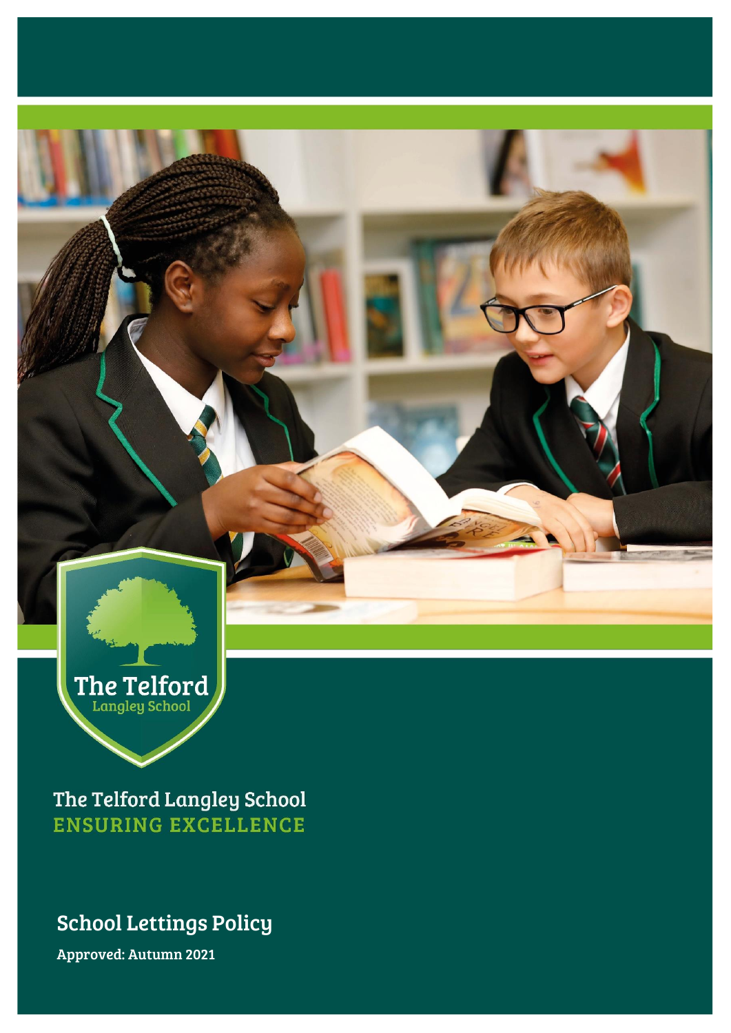The Telford Langley School

The Telford Langley School
**ENSURING EXCELLENCE**

## School Lettings Policy

**Approved: Autumn 2021**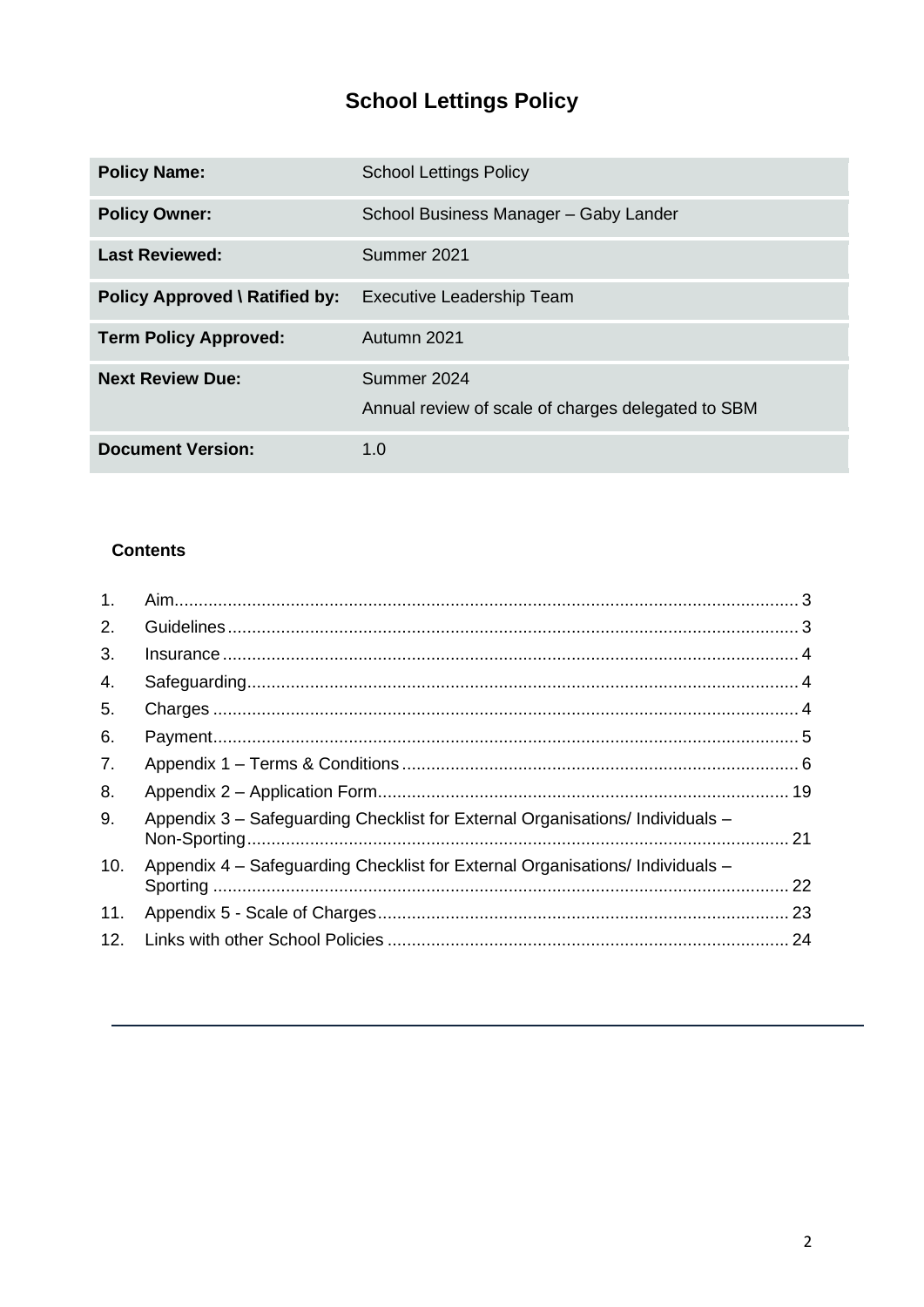# School Lettings Policy

| | |
|---|---|
| **Policy Name:** | School Lettings Policy |
| **Policy Owner:** | School Business Manager – Gaby Lander |
| **Last Reviewed:** | Summer 2021 |
| **Policy Approved \ Ratified by:** | Executive Leadership Team |
| **Term Policy Approved:** | Autumn 2021 |
| **Next Review Due:** | Summer 2024<br>Annual review of scale of charges delegated to SBM |
| **Document Version:** | 1.0 |

**Contents**

1. Aim ... 3
2. Guidelines ... 3
3. Insurance ... 4
4. Safeguarding ... 4
5. Charges ... 4
6. Payment ... 5
7. Appendix 1 – Terms & Conditions ... 6
8. Appendix 2 – Application Form ... 19
9. Appendix 3 – Safeguarding Checklist for External Organisations/ Individuals – Non-Sporting ... 21
10. Appendix 4 – Safeguarding Checklist for External Organisations/ Individuals – Sporting ... 22
11. Appendix 5 - Scale of Charges ... 23
12. Links with other School Policies ... 24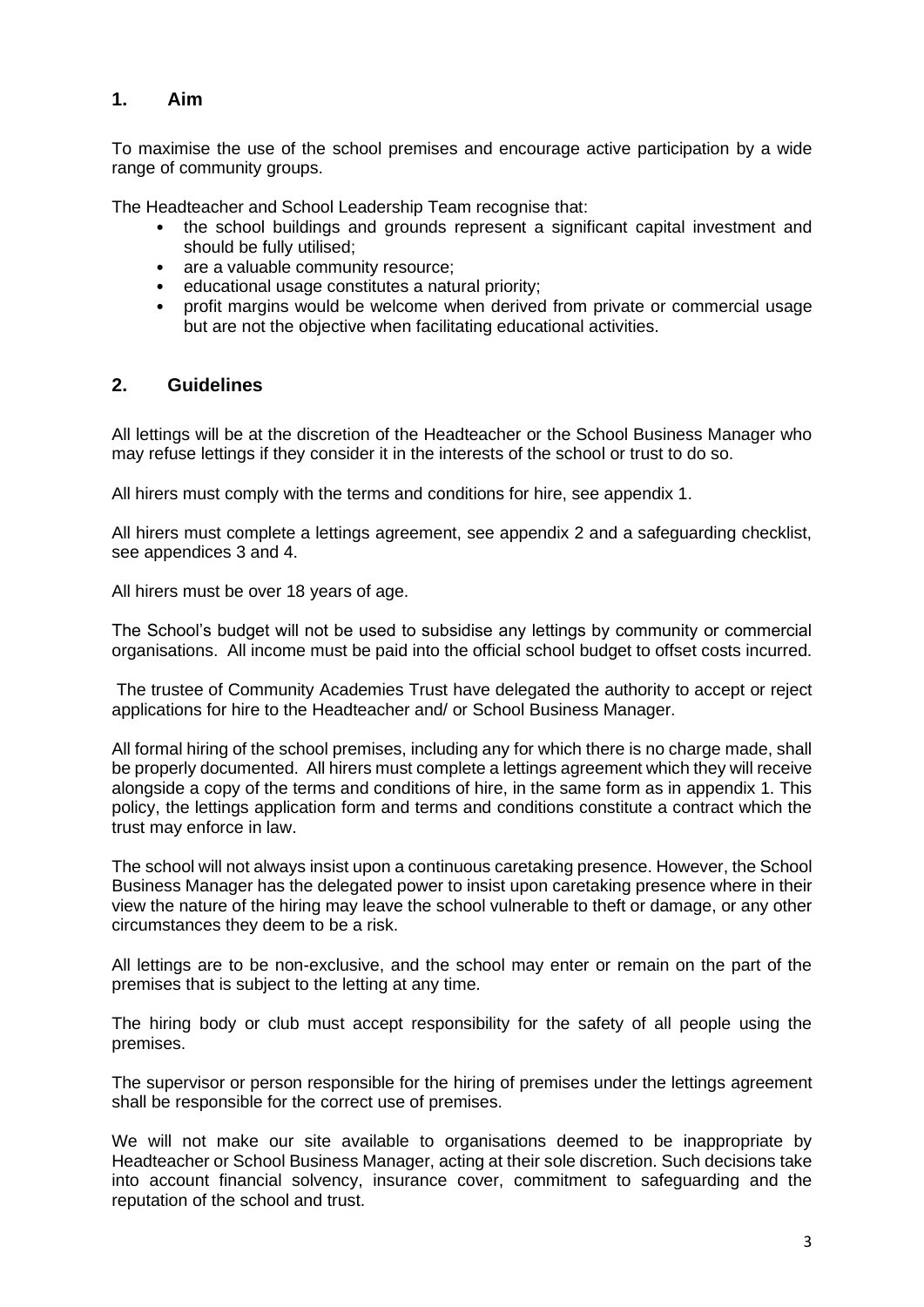## 1. Aim

To maximise the use of the school premises and encourage active participation by a wide range of community groups.

The Headteacher and School Leadership Team recognise that:

- the school buildings and grounds represent a significant capital investment and should be fully utilised;
- are a valuable community resource;
- educational usage constitutes a natural priority;
- profit margins would be welcome when derived from private or commercial usage but are not the objective when facilitating educational activities.

## 2. Guidelines

All lettings will be at the discretion of the Headteacher or the School Business Manager who may refuse lettings if they consider it in the interests of the school or trust to do so.

All hirers must comply with the terms and conditions for hire, see appendix 1.

All hirers must complete a lettings agreement, see appendix 2 and a safeguarding checklist, see appendices 3 and 4.

All hirers must be over 18 years of age.

The School's budget will not be used to subsidise any lettings by community or commercial organisations. All income must be paid into the official school budget to offset costs incurred.

The trustee of Community Academies Trust have delegated the authority to accept or reject applications for hire to the Headteacher and/ or School Business Manager.

All formal hiring of the school premises, including any for which there is no charge made, shall be properly documented. All hirers must complete a lettings agreement which they will receive alongside a copy of the terms and conditions of hire, in the same form as in appendix 1. This policy, the lettings application form and terms and conditions constitute a contract which the trust may enforce in law.

The school will not always insist upon a continuous caretaking presence. However, the School Business Manager has the delegated power to insist upon caretaking presence where in their view the nature of the hiring may leave the school vulnerable to theft or damage, or any other circumstances they deem to be a risk.

All lettings are to be non-exclusive, and the school may enter or remain on the part of the premises that is subject to the letting at any time.

The hiring body or club must accept responsibility for the safety of all people using the premises.

The supervisor or person responsible for the hiring of premises under the lettings agreement shall be responsible for the correct use of premises.

We will not make our site available to organisations deemed to be inappropriate by Headteacher or School Business Manager, acting at their sole discretion. Such decisions take into account financial solvency, insurance cover, commitment to safeguarding and the reputation of the school and trust.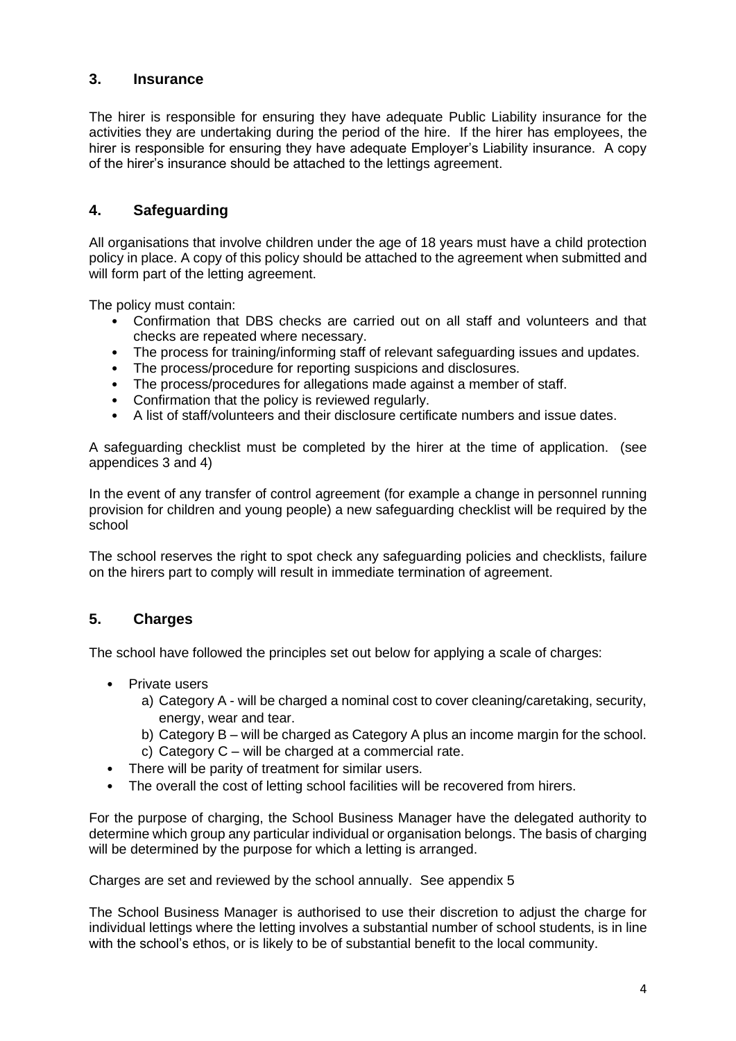## 3. Insurance

The hirer is responsible for ensuring they have adequate Public Liability insurance for the activities they are undertaking during the period of the hire. If the hirer has employees, the hirer is responsible for ensuring they have adequate Employer's Liability insurance. A copy of the hirer's insurance should be attached to the lettings agreement.

## 4. Safeguarding

All organisations that involve children under the age of 18 years must have a child protection policy in place. A copy of this policy should be attached to the agreement when submitted and will form part of the letting agreement.

The policy must contain:

- Confirmation that DBS checks are carried out on all staff and volunteers and that checks are repeated where necessary.
- The process for training/informing staff of relevant safeguarding issues and updates.
- The process/procedure for reporting suspicions and disclosures.
- The process/procedures for allegations made against a member of staff.
- Confirmation that the policy is reviewed regularly.
- A list of staff/volunteers and their disclosure certificate numbers and issue dates.

A safeguarding checklist must be completed by the hirer at the time of application. (see appendices 3 and 4)

In the event of any transfer of control agreement (for example a change in personnel running provision for children and young people) a new safeguarding checklist will be required by the school

The school reserves the right to spot check any safeguarding policies and checklists, failure on the hirers part to comply will result in immediate termination of agreement.

## 5. Charges

The school have followed the principles set out below for applying a scale of charges:

- Private users
  a) Category A - will be charged a nominal cost to cover cleaning/caretaking, security, energy, wear and tear.
  b) Category B – will be charged as Category A plus an income margin for the school.
  c) Category C – will be charged at a commercial rate.
- There will be parity of treatment for similar users.
- The overall the cost of letting school facilities will be recovered from hirers.

For the purpose of charging, the School Business Manager have the delegated authority to determine which group any particular individual or organisation belongs. The basis of charging will be determined by the purpose for which a letting is arranged.

Charges are set and reviewed by the school annually. See appendix 5

The School Business Manager is authorised to use their discretion to adjust the charge for individual lettings where the letting involves a substantial number of school students, is in line with the school's ethos, or is likely to be of substantial benefit to the local community.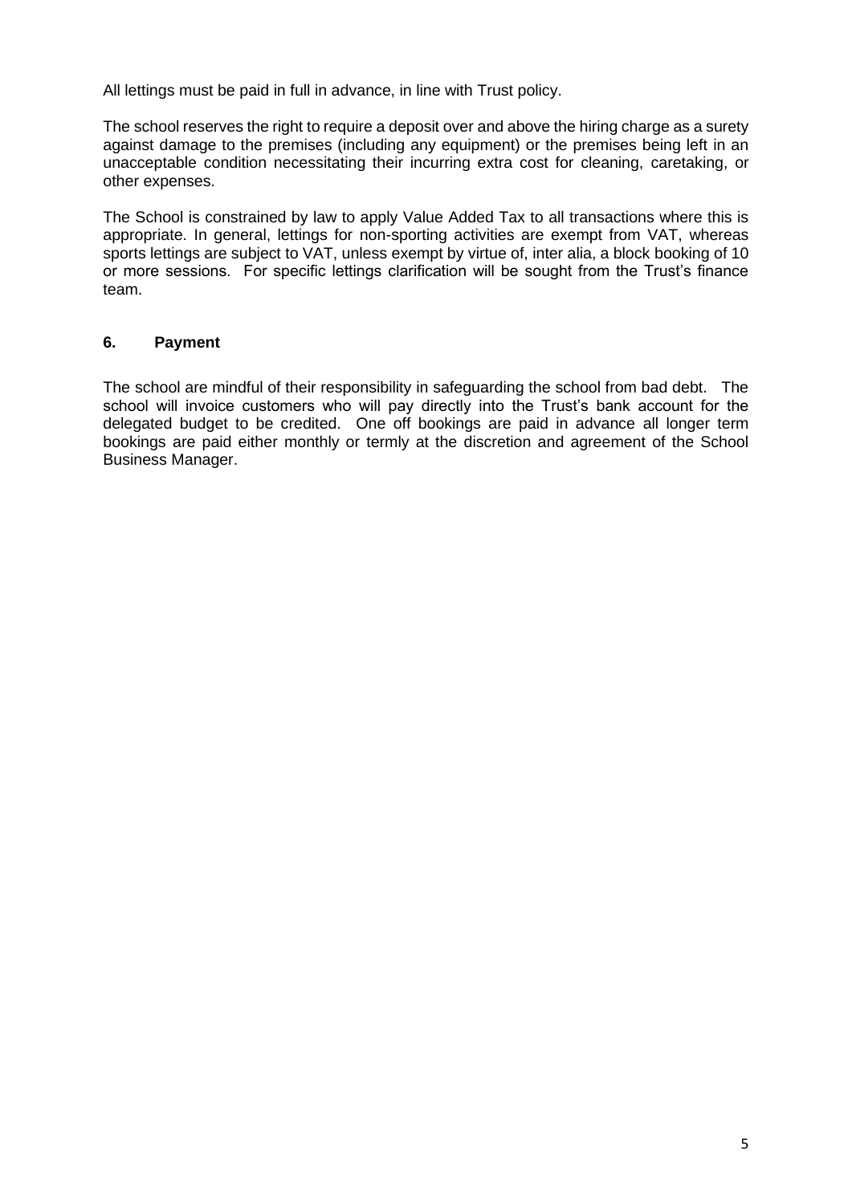All lettings must be paid in full in advance, in line with Trust policy.

The school reserves the right to require a deposit over and above the hiring charge as a surety against damage to the premises (including any equipment) or the premises being left in an unacceptable condition necessitating their incurring extra cost for cleaning, caretaking, or other expenses.

The School is constrained by law to apply Value Added Tax to all transactions where this is appropriate. In general, lettings for non-sporting activities are exempt from VAT, whereas sports lettings are subject to VAT, unless exempt by virtue of, inter alia, a block booking of 10 or more sessions. For specific lettings clarification will be sought from the Trust's finance team.

## 6. Payment

The school are mindful of their responsibility in safeguarding the school from bad debt. The school will invoice customers who will pay directly into the Trust's bank account for the delegated budget to be credited. One off bookings are paid in advance all longer term bookings are paid either monthly or termly at the discretion and agreement of the School Business Manager.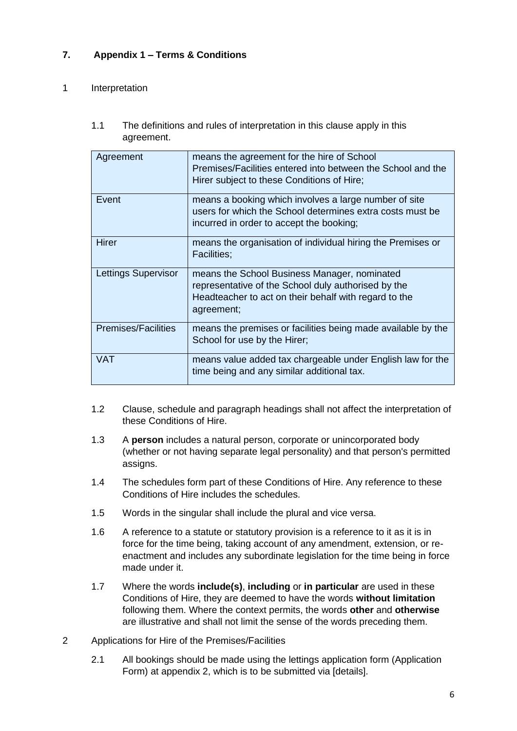## 7. Appendix 1 – Terms & Conditions

1 Interpretation

1.1 The definitions and rules of interpretation in this clause apply in this agreement.

| Agreement | means the agreement for the hire of School Premises/Facilities entered into between the School and the Hirer subject to these Conditions of Hire; |
|---|---|
| Event | means a booking which involves a large number of site users for which the School determines extra costs must be incurred in order to accept the booking; |
| Hirer | means the organisation of individual hiring the Premises or Facilities; |
| Lettings Supervisor | means the School Business Manager, nominated representative of the School duly authorised by the Headteacher to act on their behalf with regard to the agreement; |
| Premises/Facilities | means the premises or facilities being made available by the School for use by the Hirer; |
| VAT | means value added tax chargeable under English law for the time being and any similar additional tax. |

1.2 Clause, schedule and paragraph headings shall not affect the interpretation of these Conditions of Hire.

1.3 A **person** includes a natural person, corporate or unincorporated body (whether or not having separate legal personality) and that person's permitted assigns.

1.4 The schedules form part of these Conditions of Hire. Any reference to these Conditions of Hire includes the schedules.

1.5 Words in the singular shall include the plural and vice versa.

1.6 A reference to a statute or statutory provision is a reference to it as it is in force for the time being, taking account of any amendment, extension, or re-enactment and includes any subordinate legislation for the time being in force made under it.

1.7 Where the words **include(s)**, **including** or **in particular** are used in these Conditions of Hire, they are deemed to have the words **without limitation** following them. Where the context permits, the words **other** and **otherwise** are illustrative and shall not limit the sense of the words preceding them.

2 Applications for Hire of the Premises/Facilities

2.1 All bookings should be made using the lettings application form (Application Form) at appendix 2, which is to be submitted via [details].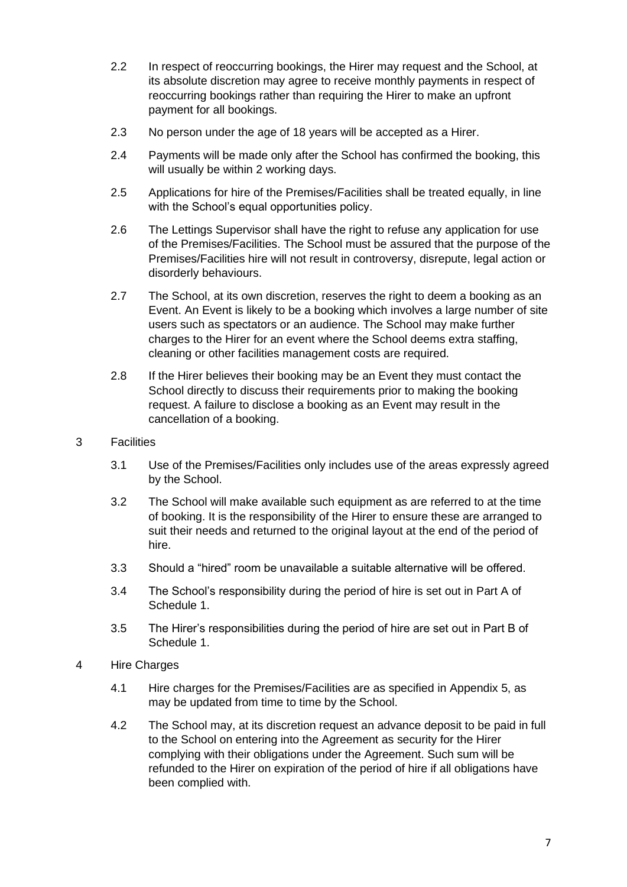2.2 In respect of reoccurring bookings, the Hirer may request and the School, at its absolute discretion may agree to receive monthly payments in respect of reoccurring bookings rather than requiring the Hirer to make an upfront payment for all bookings.

2.3 No person under the age of 18 years will be accepted as a Hirer.

2.4 Payments will be made only after the School has confirmed the booking, this will usually be within 2 working days.

2.5 Applications for hire of the Premises/Facilities shall be treated equally, in line with the School's equal opportunities policy.

2.6 The Lettings Supervisor shall have the right to refuse any application for use of the Premises/Facilities. The School must be assured that the purpose of the Premises/Facilities hire will not result in controversy, disrepute, legal action or disorderly behaviours.

2.7 The School, at its own discretion, reserves the right to deem a booking as an Event. An Event is likely to be a booking which involves a large number of site users such as spectators or an audience. The School may make further charges to the Hirer for an event where the School deems extra staffing, cleaning or other facilities management costs are required.

2.8 If the Hirer believes their booking may be an Event they must contact the School directly to discuss their requirements prior to making the booking request. A failure to disclose a booking as an Event may result in the cancellation of a booking.

## 3 Facilities

3.1 Use of the Premises/Facilities only includes use of the areas expressly agreed by the School.

3.2 The School will make available such equipment as are referred to at the time of booking. It is the responsibility of the Hirer to ensure these are arranged to suit their needs and returned to the original layout at the end of the period of hire.

3.3 Should a "hired" room be unavailable a suitable alternative will be offered.

3.4 The School's responsibility during the period of hire is set out in Part A of Schedule 1.

3.5 The Hirer's responsibilities during the period of hire are set out in Part B of Schedule 1.

## 4 Hire Charges

4.1 Hire charges for the Premises/Facilities are as specified in Appendix 5, as may be updated from time to time by the School.

4.2 The School may, at its discretion request an advance deposit to be paid in full to the School on entering into the Agreement as security for the Hirer complying with their obligations under the Agreement. Such sum will be refunded to the Hirer on expiration of the period of hire if all obligations have been complied with.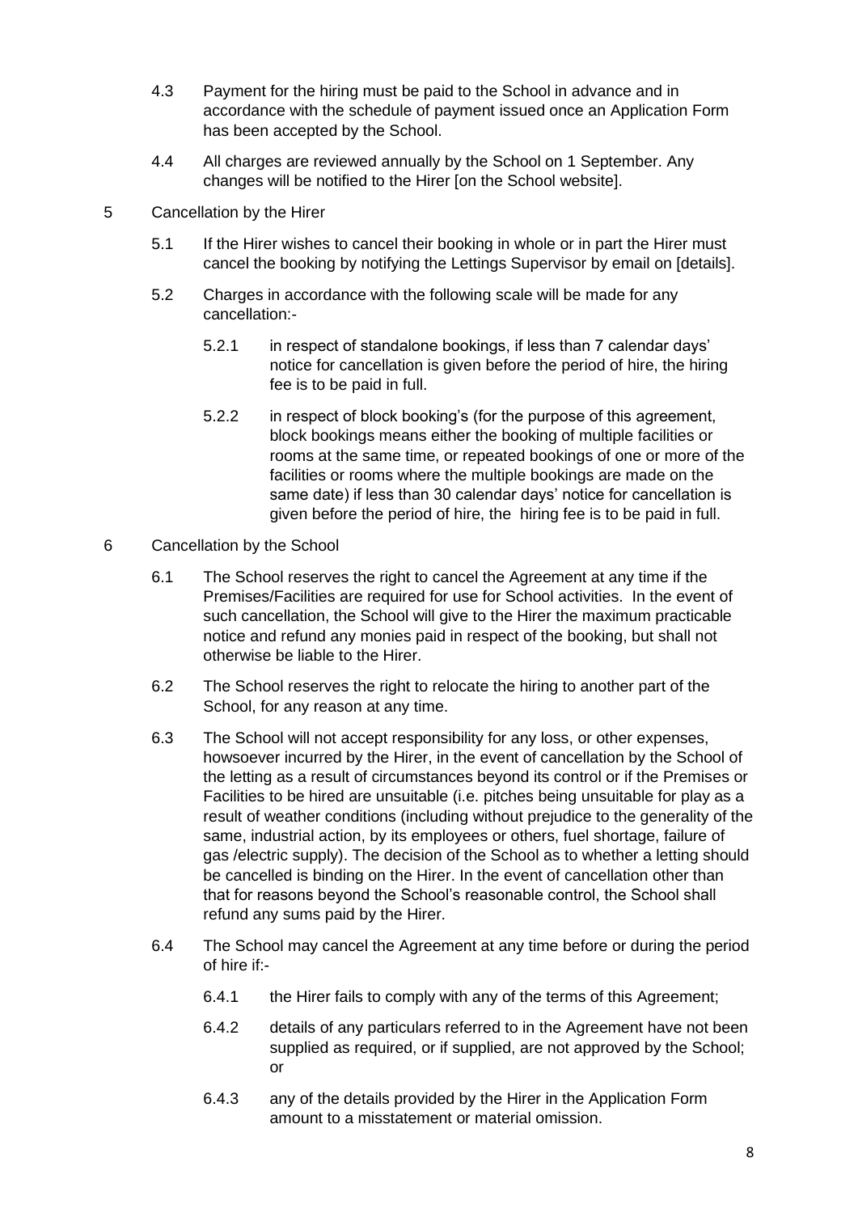4.3 Payment for the hiring must be paid to the School in advance and in accordance with the schedule of payment issued once an Application Form has been accepted by the School.

4.4 All charges are reviewed annually by the School on 1 September. Any changes will be notified to the Hirer [on the School website].

5 Cancellation by the Hirer

5.1 If the Hirer wishes to cancel their booking in whole or in part the Hirer must cancel the booking by notifying the Lettings Supervisor by email on [details].

5.2 Charges in accordance with the following scale will be made for any cancellation:-

5.2.1 in respect of standalone bookings, if less than 7 calendar days' notice for cancellation is given before the period of hire, the hiring fee is to be paid in full.

5.2.2 in respect of block booking's (for the purpose of this agreement, block bookings means either the booking of multiple facilities or rooms at the same time, or repeated bookings of one or more of the facilities or rooms where the multiple bookings are made on the same date) if less than 30 calendar days' notice for cancellation is given before the period of hire, the hiring fee is to be paid in full.

6 Cancellation by the School

6.1 The School reserves the right to cancel the Agreement at any time if the Premises/Facilities are required for use for School activities. In the event of such cancellation, the School will give to the Hirer the maximum practicable notice and refund any monies paid in respect of the booking, but shall not otherwise be liable to the Hirer.

6.2 The School reserves the right to relocate the hiring to another part of the School, for any reason at any time.

6.3 The School will not accept responsibility for any loss, or other expenses, howsoever incurred by the Hirer, in the event of cancellation by the School of the letting as a result of circumstances beyond its control or if the Premises or Facilities to be hired are unsuitable (i.e. pitches being unsuitable for play as a result of weather conditions (including without prejudice to the generality of the same, industrial action, by its employees or others, fuel shortage, failure of gas /electric supply). The decision of the School as to whether a letting should be cancelled is binding on the Hirer. In the event of cancellation other than that for reasons beyond the School's reasonable control, the School shall refund any sums paid by the Hirer.

6.4 The School may cancel the Agreement at any time before or during the period of hire if:-

6.4.1 the Hirer fails to comply with any of the terms of this Agreement;

6.4.2 details of any particulars referred to in the Agreement have not been supplied as required, or if supplied, are not approved by the School; or

6.4.3 any of the details provided by the Hirer in the Application Form amount to a misstatement or material omission.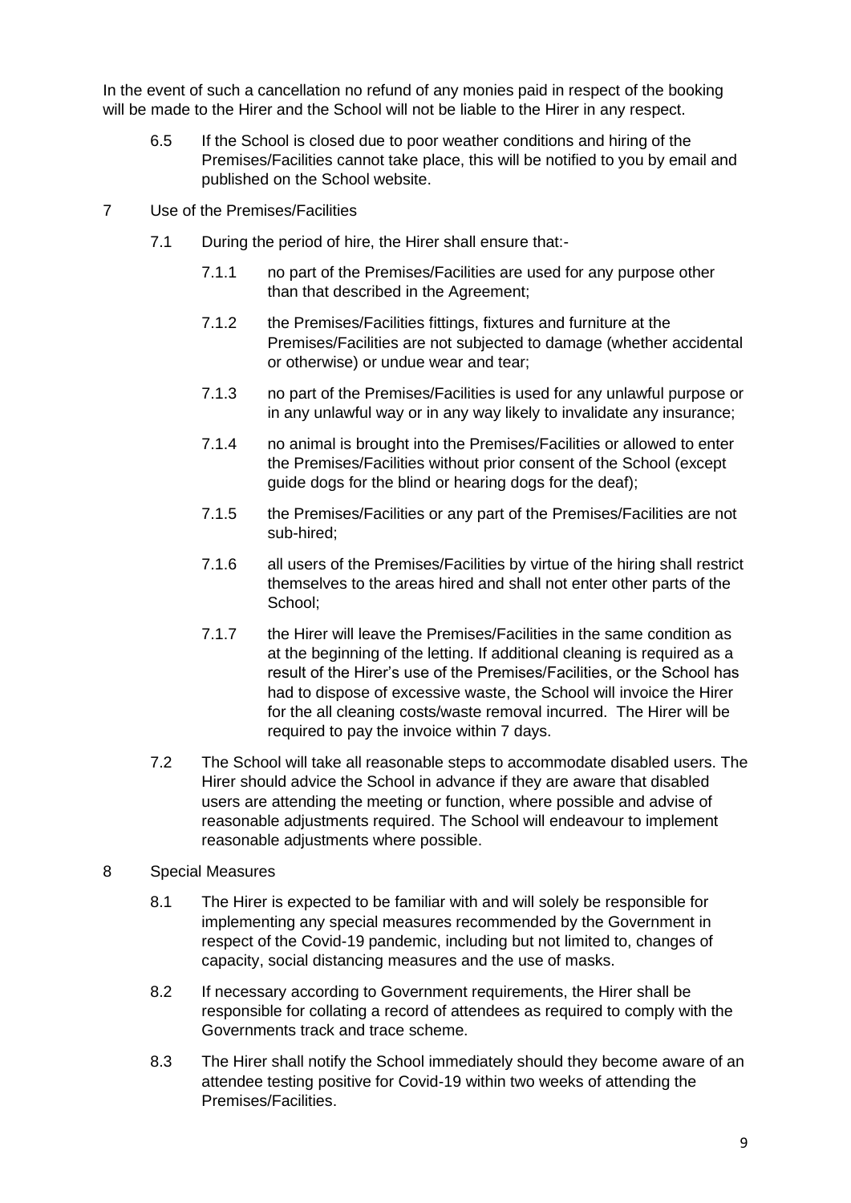In the event of such a cancellation no refund of any monies paid in respect of the booking will be made to the Hirer and the School will not be liable to the Hirer in any respect.

6.5 If the School is closed due to poor weather conditions and hiring of the Premises/Facilities cannot take place, this will be notified to you by email and published on the School website.

7 Use of the Premises/Facilities

7.1 During the period of hire, the Hirer shall ensure that:-

7.1.1 no part of the Premises/Facilities are used for any purpose other than that described in the Agreement;

7.1.2 the Premises/Facilities fittings, fixtures and furniture at the Premises/Facilities are not subjected to damage (whether accidental or otherwise) or undue wear and tear;

7.1.3 no part of the Premises/Facilities is used for any unlawful purpose or in any unlawful way or in any way likely to invalidate any insurance;

7.1.4 no animal is brought into the Premises/Facilities or allowed to enter the Premises/Facilities without prior consent of the School (except guide dogs for the blind or hearing dogs for the deaf);

7.1.5 the Premises/Facilities or any part of the Premises/Facilities are not sub-hired;

7.1.6 all users of the Premises/Facilities by virtue of the hiring shall restrict themselves to the areas hired and shall not enter other parts of the School;

7.1.7 the Hirer will leave the Premises/Facilities in the same condition as at the beginning of the letting. If additional cleaning is required as a result of the Hirer's use of the Premises/Facilities, or the School has had to dispose of excessive waste, the School will invoice the Hirer for the all cleaning costs/waste removal incurred. The Hirer will be required to pay the invoice within 7 days.

7.2 The School will take all reasonable steps to accommodate disabled users. The Hirer should advice the School in advance if they are aware that disabled users are attending the meeting or function, where possible and advise of reasonable adjustments required. The School will endeavour to implement reasonable adjustments where possible.

8 Special Measures

8.1 The Hirer is expected to be familiar with and will solely be responsible for implementing any special measures recommended by the Government in respect of the Covid-19 pandemic, including but not limited to, changes of capacity, social distancing measures and the use of masks.

8.2 If necessary according to Government requirements, the Hirer shall be responsible for collating a record of attendees as required to comply with the Governments track and trace scheme.

8.3 The Hirer shall notify the School immediately should they become aware of an attendee testing positive for Covid-19 within two weeks of attending the Premises/Facilities.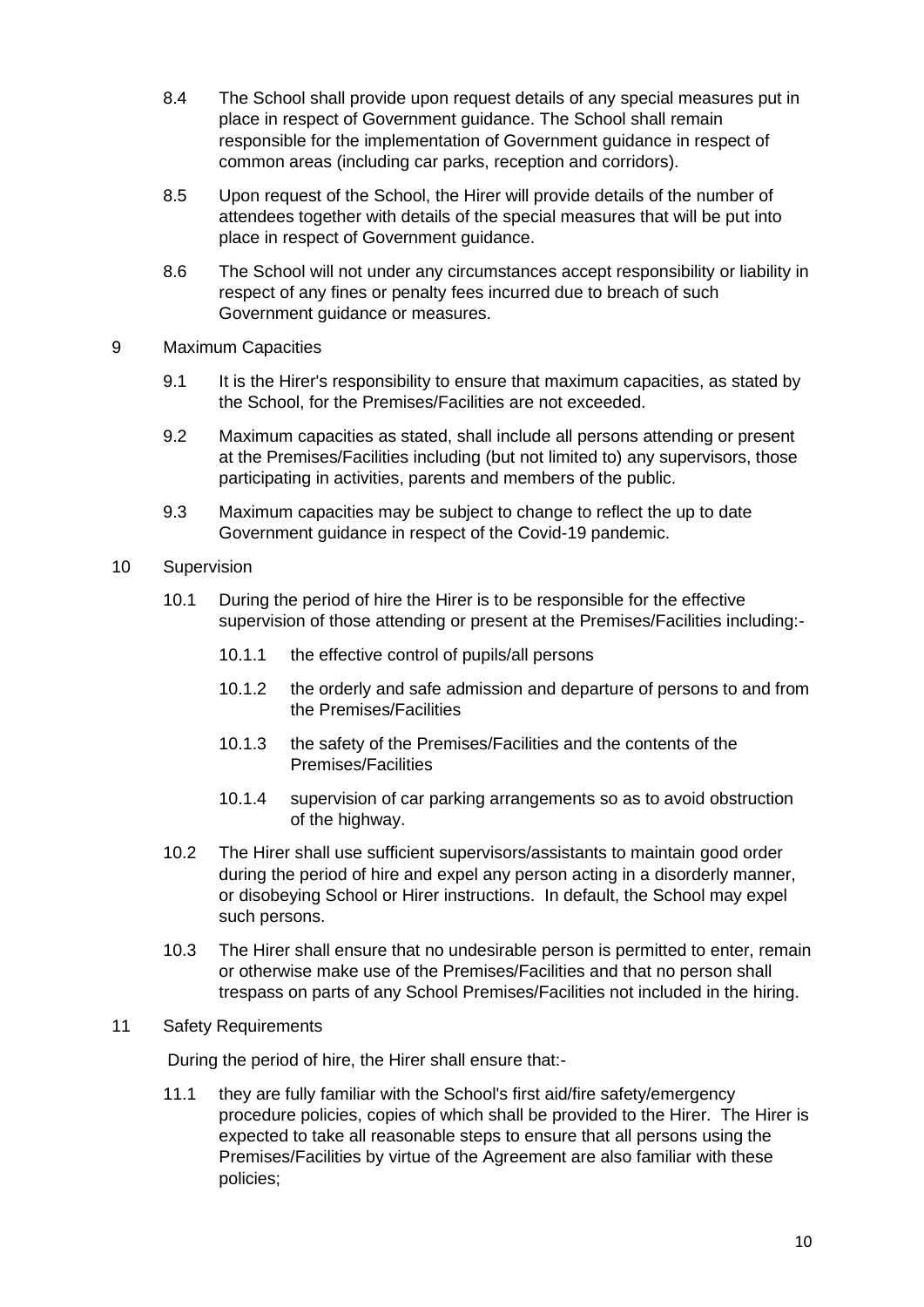8.4 The School shall provide upon request details of any special measures put in place in respect of Government guidance. The School shall remain responsible for the implementation of Government guidance in respect of common areas (including car parks, reception and corridors).

8.5 Upon request of the School, the Hirer will provide details of the number of attendees together with details of the special measures that will be put into place in respect of Government guidance.

8.6 The School will not under any circumstances accept responsibility or liability in respect of any fines or penalty fees incurred due to breach of such Government guidance or measures.

## 9 Maximum Capacities

9.1 It is the Hirer's responsibility to ensure that maximum capacities, as stated by the School, for the Premises/Facilities are not exceeded.

9.2 Maximum capacities as stated, shall include all persons attending or present at the Premises/Facilities including (but not limited to) any supervisors, those participating in activities, parents and members of the public.

9.3 Maximum capacities may be subject to change to reflect the up to date Government guidance in respect of the Covid-19 pandemic.

## 10 Supervision

10.1 During the period of hire the Hirer is to be responsible for the effective supervision of those attending or present at the Premises/Facilities including:-

10.1.1 the effective control of pupils/all persons

10.1.2 the orderly and safe admission and departure of persons to and from the Premises/Facilities

10.1.3 the safety of the Premises/Facilities and the contents of the Premises/Facilities

10.1.4 supervision of car parking arrangements so as to avoid obstruction of the highway.

10.2 The Hirer shall use sufficient supervisors/assistants to maintain good order during the period of hire and expel any person acting in a disorderly manner, or disobeying School or Hirer instructions. In default, the School may expel such persons.

10.3 The Hirer shall ensure that no undesirable person is permitted to enter, remain or otherwise make use of the Premises/Facilities and that no person shall trespass on parts of any School Premises/Facilities not included in the hiring.

## 11 Safety Requirements

During the period of hire, the Hirer shall ensure that:-

11.1 they are fully familiar with the School's first aid/fire safety/emergency procedure policies, copies of which shall be provided to the Hirer. The Hirer is expected to take all reasonable steps to ensure that all persons using the Premises/Facilities by virtue of the Agreement are also familiar with these policies;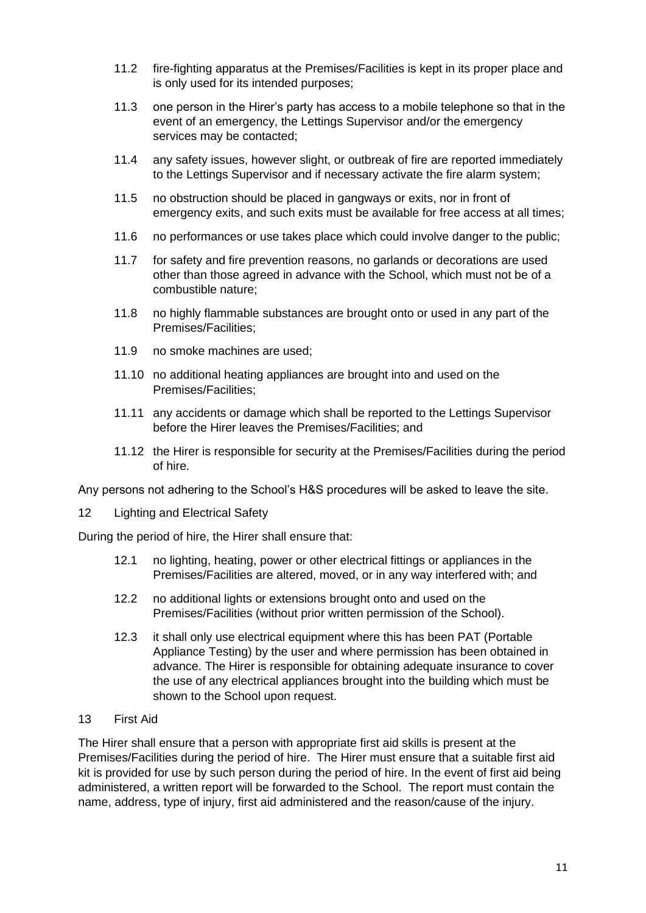11.2 fire-fighting apparatus at the Premises/Facilities is kept in its proper place and is only used for its intended purposes;

11.3 one person in the Hirer's party has access to a mobile telephone so that in the event of an emergency, the Lettings Supervisor and/or the emergency services may be contacted;

11.4 any safety issues, however slight, or outbreak of fire are reported immediately to the Lettings Supervisor and if necessary activate the fire alarm system;

11.5 no obstruction should be placed in gangways or exits, nor in front of emergency exits, and such exits must be available for free access at all times;

11.6 no performances or use takes place which could involve danger to the public;

11.7 for safety and fire prevention reasons, no garlands or decorations are used other than those agreed in advance with the School, which must not be of a combustible nature;

11.8 no highly flammable substances are brought onto or used in any part of the Premises/Facilities;

11.9 no smoke machines are used;

11.10 no additional heating appliances are brought into and used on the Premises/Facilities;

11.11 any accidents or damage which shall be reported to the Lettings Supervisor before the Hirer leaves the Premises/Facilities; and

11.12 the Hirer is responsible for security at the Premises/Facilities during the period of hire.

Any persons not adhering to the School's H&S procedures will be asked to leave the site.

12 Lighting and Electrical Safety

During the period of hire, the Hirer shall ensure that:

12.1 no lighting, heating, power or other electrical fittings or appliances in the Premises/Facilities are altered, moved, or in any way interfered with; and

12.2 no additional lights or extensions brought onto and used on the Premises/Facilities (without prior written permission of the School).

12.3 it shall only use electrical equipment where this has been PAT (Portable Appliance Testing) by the user and where permission has been obtained in advance. The Hirer is responsible for obtaining adequate insurance to cover the use of any electrical appliances brought into the building which must be shown to the School upon request.

13 First Aid

The Hirer shall ensure that a person with appropriate first aid skills is present at the Premises/Facilities during the period of hire. The Hirer must ensure that a suitable first aid kit is provided for use by such person during the period of hire. In the event of first aid being administered, a written report will be forwarded to the School. The report must contain the name, address, type of injury, first aid administered and the reason/cause of the injury.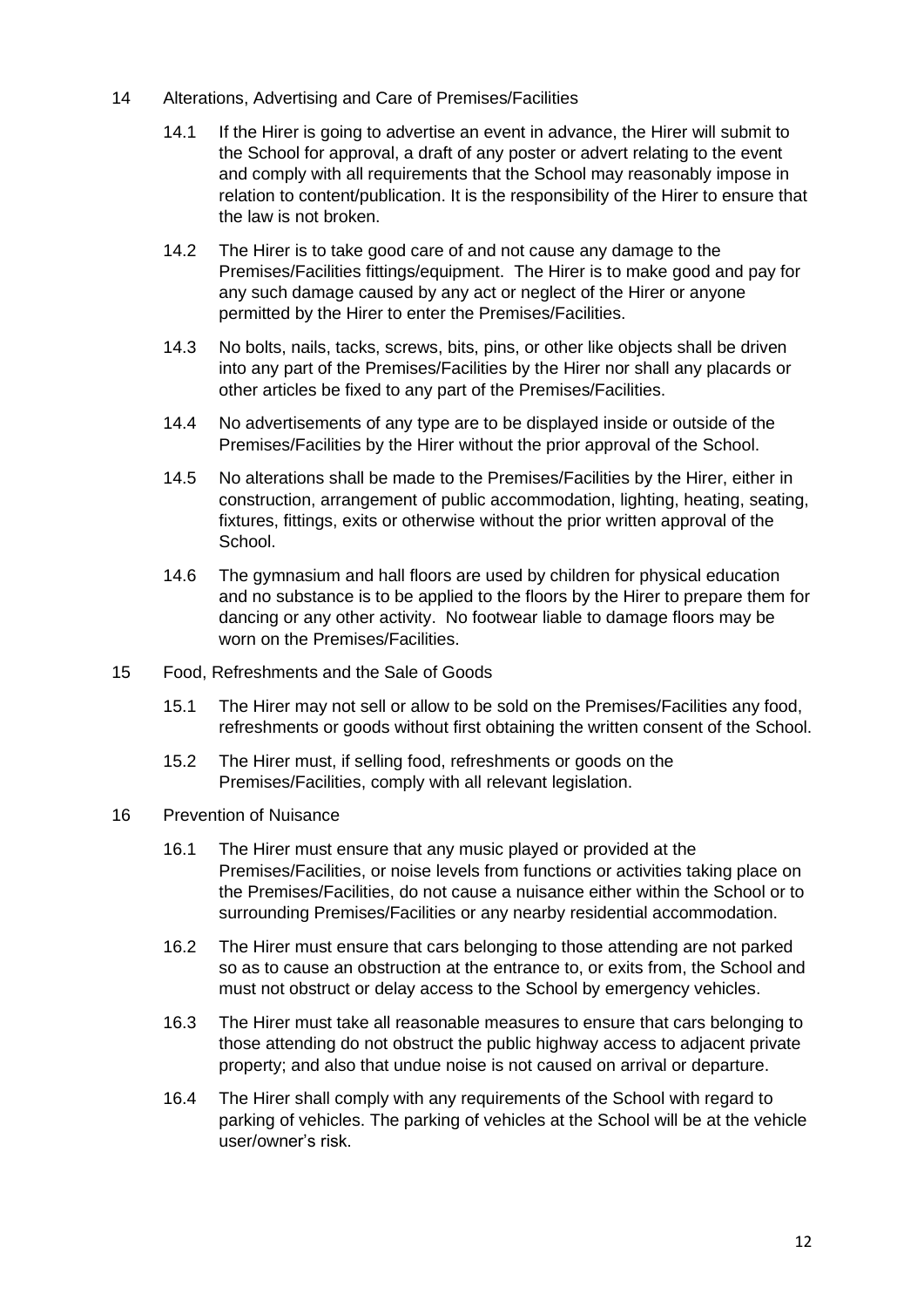## 14 Alterations, Advertising and Care of Premises/Facilities

14.1 If the Hirer is going to advertise an event in advance, the Hirer will submit to the School for approval, a draft of any poster or advert relating to the event and comply with all requirements that the School may reasonably impose in relation to content/publication. It is the responsibility of the Hirer to ensure that the law is not broken.

14.2 The Hirer is to take good care of and not cause any damage to the Premises/Facilities fittings/equipment. The Hirer is to make good and pay for any such damage caused by any act or neglect of the Hirer or anyone permitted by the Hirer to enter the Premises/Facilities.

14.3 No bolts, nails, tacks, screws, bits, pins, or other like objects shall be driven into any part of the Premises/Facilities by the Hirer nor shall any placards or other articles be fixed to any part of the Premises/Facilities.

14.4 No advertisements of any type are to be displayed inside or outside of the Premises/Facilities by the Hirer without the prior approval of the School.

14.5 No alterations shall be made to the Premises/Facilities by the Hirer, either in construction, arrangement of public accommodation, lighting, heating, seating, fixtures, fittings, exits or otherwise without the prior written approval of the School.

14.6 The gymnasium and hall floors are used by children for physical education and no substance is to be applied to the floors by the Hirer to prepare them for dancing or any other activity. No footwear liable to damage floors may be worn on the Premises/Facilities.

## 15 Food, Refreshments and the Sale of Goods

15.1 The Hirer may not sell or allow to be sold on the Premises/Facilities any food, refreshments or goods without first obtaining the written consent of the School.

15.2 The Hirer must, if selling food, refreshments or goods on the Premises/Facilities, comply with all relevant legislation.

## 16 Prevention of Nuisance

16.1 The Hirer must ensure that any music played or provided at the Premises/Facilities, or noise levels from functions or activities taking place on the Premises/Facilities, do not cause a nuisance either within the School or to surrounding Premises/Facilities or any nearby residential accommodation.

16.2 The Hirer must ensure that cars belonging to those attending are not parked so as to cause an obstruction at the entrance to, or exits from, the School and must not obstruct or delay access to the School by emergency vehicles.

16.3 The Hirer must take all reasonable measures to ensure that cars belonging to those attending do not obstruct the public highway access to adjacent private property; and also that undue noise is not caused on arrival or departure.

16.4 The Hirer shall comply with any requirements of the School with regard to parking of vehicles. The parking of vehicles at the School will be at the vehicle user/owner's risk.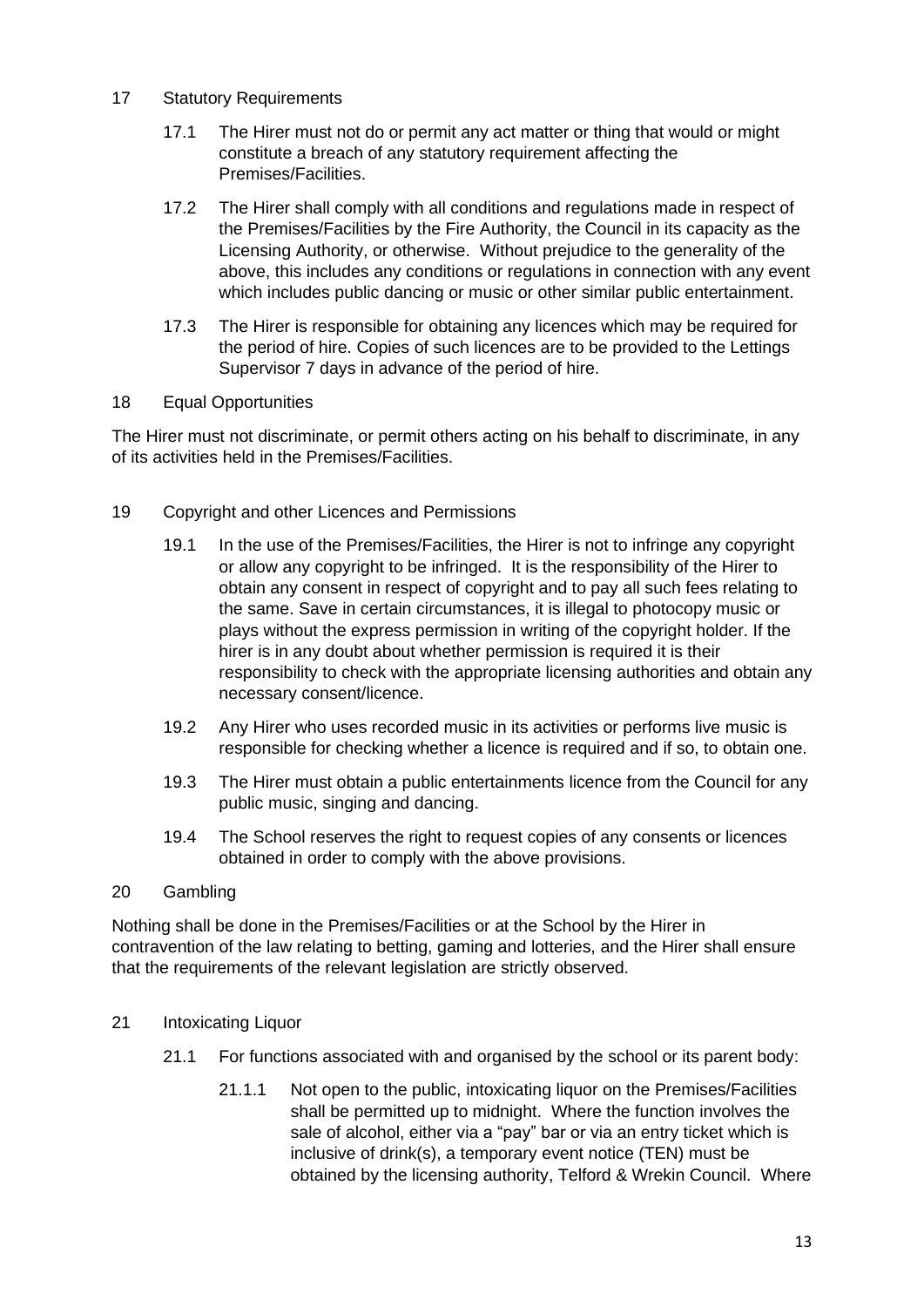## 17 Statutory Requirements

17.1 The Hirer must not do or permit any act matter or thing that would or might constitute a breach of any statutory requirement affecting the Premises/Facilities.

17.2 The Hirer shall comply with all conditions and regulations made in respect of the Premises/Facilities by the Fire Authority, the Council in its capacity as the Licensing Authority, or otherwise. Without prejudice to the generality of the above, this includes any conditions or regulations in connection with any event which includes public dancing or music or other similar public entertainment.

17.3 The Hirer is responsible for obtaining any licences which may be required for the period of hire. Copies of such licences are to be provided to the Lettings Supervisor 7 days in advance of the period of hire.

## 18 Equal Opportunities

The Hirer must not discriminate, or permit others acting on his behalf to discriminate, in any of its activities held in the Premises/Facilities.

## 19 Copyright and other Licences and Permissions

19.1 In the use of the Premises/Facilities, the Hirer is not to infringe any copyright or allow any copyright to be infringed. It is the responsibility of the Hirer to obtain any consent in respect of copyright and to pay all such fees relating to the same. Save in certain circumstances, it is illegal to photocopy music or plays without the express permission in writing of the copyright holder. If the hirer is in any doubt about whether permission is required it is their responsibility to check with the appropriate licensing authorities and obtain any necessary consent/licence.

19.2 Any Hirer who uses recorded music in its activities or performs live music is responsible for checking whether a licence is required and if so, to obtain one.

19.3 The Hirer must obtain a public entertainments licence from the Council for any public music, singing and dancing.

19.4 The School reserves the right to request copies of any consents or licences obtained in order to comply with the above provisions.

## 20 Gambling

Nothing shall be done in the Premises/Facilities or at the School by the Hirer in contravention of the law relating to betting, gaming and lotteries, and the Hirer shall ensure that the requirements of the relevant legislation are strictly observed.

## 21 Intoxicating Liquor

21.1 For functions associated with and organised by the school or its parent body:

21.1.1 Not open to the public, intoxicating liquor on the Premises/Facilities shall be permitted up to midnight. Where the function involves the sale of alcohol, either via a "pay" bar or via an entry ticket which is inclusive of drink(s), a temporary event notice (TEN) must be obtained by the licensing authority, Telford & Wrekin Council. Where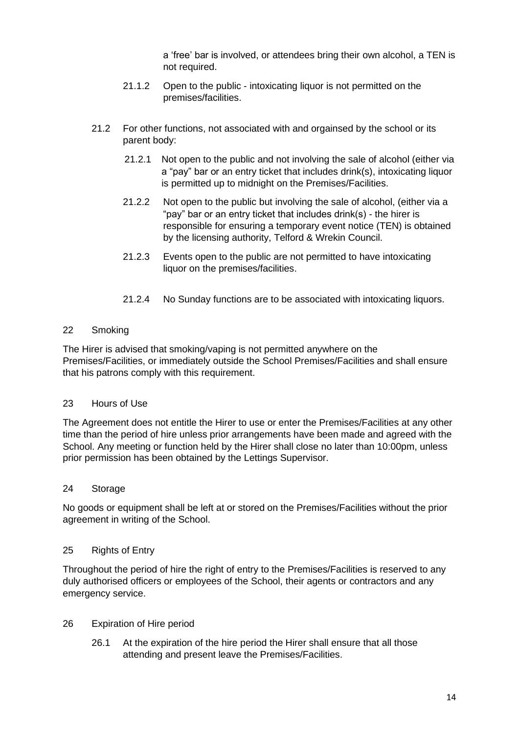a 'free' bar is involved, or attendees bring their own alcohol, a TEN is not required.

21.1.2 Open to the public - intoxicating liquor is not permitted on the premises/facilities.

21.2 For other functions, not associated with and orgainsed by the school or its parent body:

21.2.1 Not open to the public and not involving the sale of alcohol (either via a "pay" bar or an entry ticket that includes drink(s), intoxicating liquor is permitted up to midnight on the Premises/Facilities.

21.2.2 Not open to the public but involving the sale of alcohol, (either via a "pay" bar or an entry ticket that includes drink(s) - the hirer is responsible for ensuring a temporary event notice (TEN) is obtained by the licensing authority, Telford & Wrekin Council.

21.2.3 Events open to the public are not permitted to have intoxicating liquor on the premises/facilities.

21.2.4 No Sunday functions are to be associated with intoxicating liquors.

## 22 Smoking

The Hirer is advised that smoking/vaping is not permitted anywhere on the Premises/Facilities, or immediately outside the School Premises/Facilities and shall ensure that his patrons comply with this requirement.

## 23 Hours of Use

The Agreement does not entitle the Hirer to use or enter the Premises/Facilities at any other time than the period of hire unless prior arrangements have been made and agreed with the School. Any meeting or function held by the Hirer shall close no later than 10:00pm, unless prior permission has been obtained by the Lettings Supervisor.

## 24 Storage

No goods or equipment shall be left at or stored on the Premises/Facilities without the prior agreement in writing of the School.

## 25 Rights of Entry

Throughout the period of hire the right of entry to the Premises/Facilities is reserved to any duly authorised officers or employees of the School, their agents or contractors and any emergency service.

## 26 Expiration of Hire period

26.1 At the expiration of the hire period the Hirer shall ensure that all those attending and present leave the Premises/Facilities.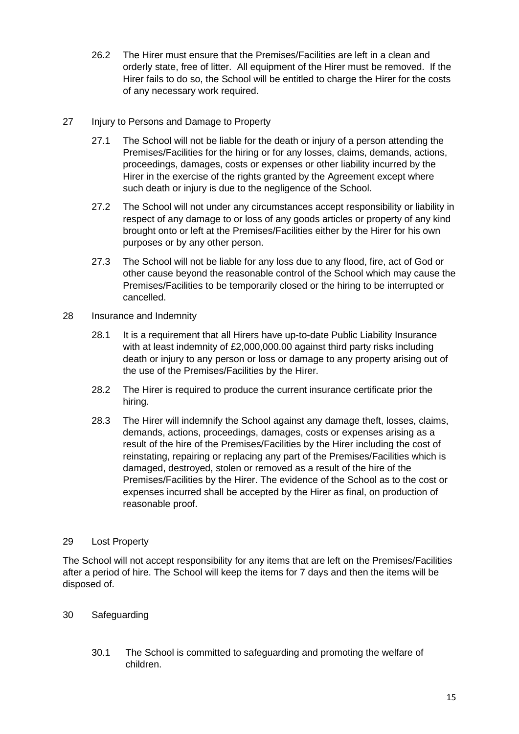26.2 The Hirer must ensure that the Premises/Facilities are left in a clean and orderly state, free of litter. All equipment of the Hirer must be removed. If the Hirer fails to do so, the School will be entitled to charge the Hirer for the costs of any necessary work required.

## 27 Injury to Persons and Damage to Property

27.1 The School will not be liable for the death or injury of a person attending the Premises/Facilities for the hiring or for any losses, claims, demands, actions, proceedings, damages, costs or expenses or other liability incurred by the Hirer in the exercise of the rights granted by the Agreement except where such death or injury is due to the negligence of the School.

27.2 The School will not under any circumstances accept responsibility or liability in respect of any damage to or loss of any goods articles or property of any kind brought onto or left at the Premises/Facilities either by the Hirer for his own purposes or by any other person.

27.3 The School will not be liable for any loss due to any flood, fire, act of God or other cause beyond the reasonable control of the School which may cause the Premises/Facilities to be temporarily closed or the hiring to be interrupted or cancelled.

## 28 Insurance and Indemnity

28.1 It is a requirement that all Hirers have up-to-date Public Liability Insurance with at least indemnity of £2,000,000.00 against third party risks including death or injury to any person or loss or damage to any property arising out of the use of the Premises/Facilities by the Hirer.

28.2 The Hirer is required to produce the current insurance certificate prior the hiring.

28.3 The Hirer will indemnify the School against any damage theft, losses, claims, demands, actions, proceedings, damages, costs or expenses arising as a result of the hire of the Premises/Facilities by the Hirer including the cost of reinstating, repairing or replacing any part of the Premises/Facilities which is damaged, destroyed, stolen or removed as a result of the hire of the Premises/Facilities by the Hirer. The evidence of the School as to the cost or expenses incurred shall be accepted by the Hirer as final, on production of reasonable proof.

## 29 Lost Property

The School will not accept responsibility for any items that are left on the Premises/Facilities after a period of hire. The School will keep the items for 7 days and then the items will be disposed of.

## 30 Safeguarding

30.1 The School is committed to safeguarding and promoting the welfare of children.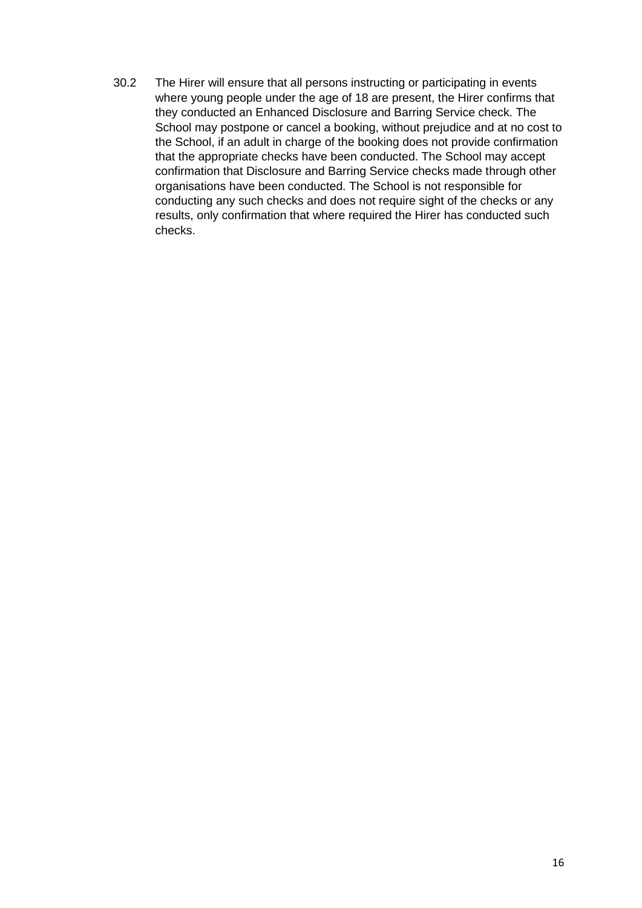30.2 The Hirer will ensure that all persons instructing or participating in events where young people under the age of 18 are present, the Hirer confirms that they conducted an Enhanced Disclosure and Barring Service check. The School may postpone or cancel a booking, without prejudice and at no cost to the School, if an adult in charge of the booking does not provide confirmation that the appropriate checks have been conducted. The School may accept confirmation that Disclosure and Barring Service checks made through other organisations have been conducted. The School is not responsible for conducting any such checks and does not require sight of the checks or any results, only confirmation that where required the Hirer has conducted such checks.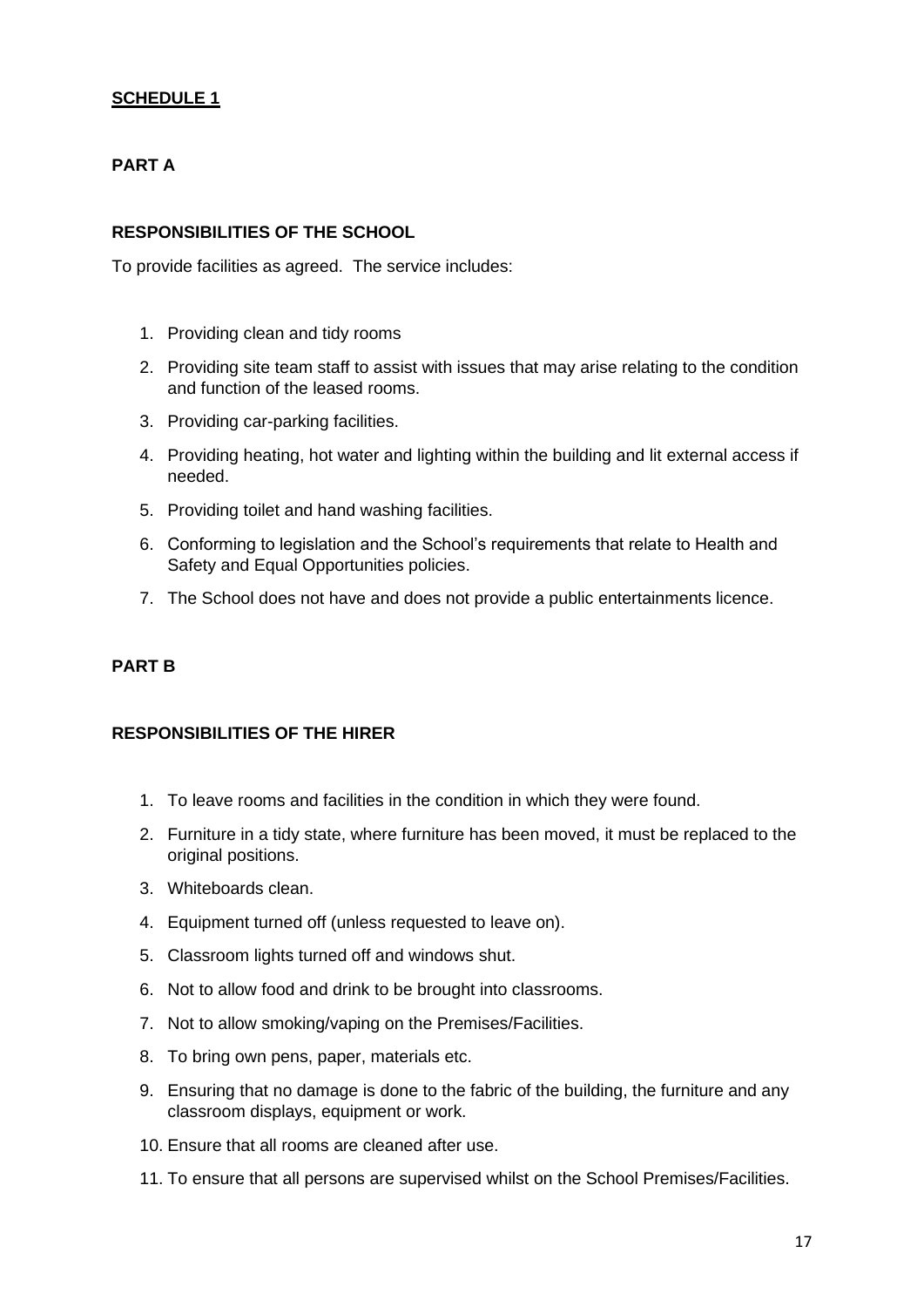**SCHEDULE 1**

**PART A**

**RESPONSIBILITIES OF THE SCHOOL**

To provide facilities as agreed. The service includes:

1. Providing clean and tidy rooms
2. Providing site team staff to assist with issues that may arise relating to the condition and function of the leased rooms.
3. Providing car-parking facilities.
4. Providing heating, hot water and lighting within the building and lit external access if needed.
5. Providing toilet and hand washing facilities.
6. Conforming to legislation and the School's requirements that relate to Health and Safety and Equal Opportunities policies.
7. The School does not have and does not provide a public entertainments licence.

**PART B**

**RESPONSIBILITIES OF THE HIRER**

1. To leave rooms and facilities in the condition in which they were found.
2. Furniture in a tidy state, where furniture has been moved, it must be replaced to the original positions.
3. Whiteboards clean.
4. Equipment turned off (unless requested to leave on).
5. Classroom lights turned off and windows shut.
6. Not to allow food and drink to be brought into classrooms.
7. Not to allow smoking/vaping on the Premises/Facilities.
8. To bring own pens, paper, materials etc.
9. Ensuring that no damage is done to the fabric of the building, the furniture and any classroom displays, equipment or work.
10. Ensure that all rooms are cleaned after use.
11. To ensure that all persons are supervised whilst on the School Premises/Facilities.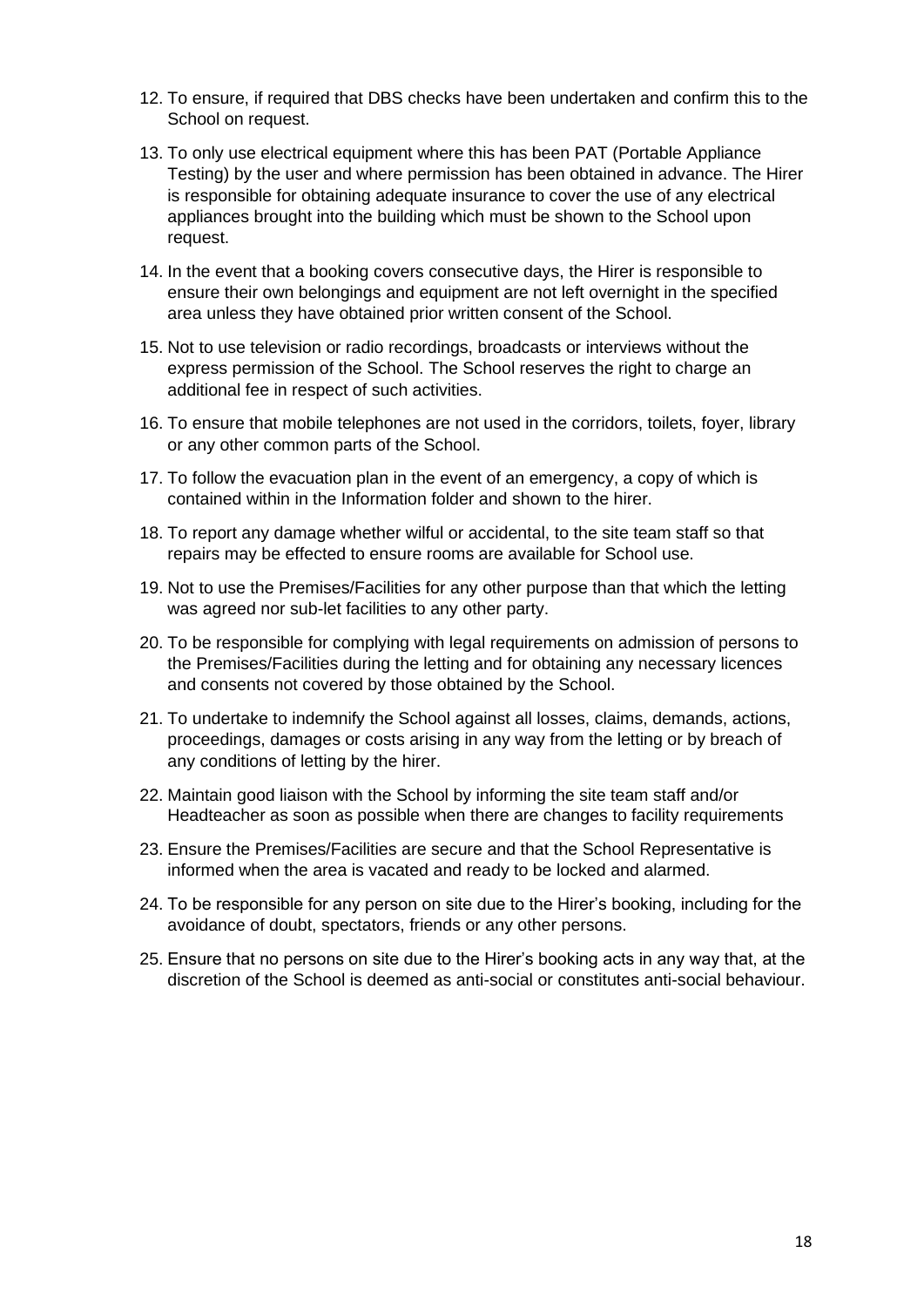12. To ensure, if required that DBS checks have been undertaken and confirm this to the School on request.
13. To only use electrical equipment where this has been PAT (Portable Appliance Testing) by the user and where permission has been obtained in advance. The Hirer is responsible for obtaining adequate insurance to cover the use of any electrical appliances brought into the building which must be shown to the School upon request.
14. In the event that a booking covers consecutive days, the Hirer is responsible to ensure their own belongings and equipment are not left overnight in the specified area unless they have obtained prior written consent of the School.
15. Not to use television or radio recordings, broadcasts or interviews without the express permission of the School. The School reserves the right to charge an additional fee in respect of such activities.
16. To ensure that mobile telephones are not used in the corridors, toilets, foyer, library or any other common parts of the School.
17. To follow the evacuation plan in the event of an emergency, a copy of which is contained within in the Information folder and shown to the hirer.
18. To report any damage whether wilful or accidental, to the site team staff so that repairs may be effected to ensure rooms are available for School use.
19. Not to use the Premises/Facilities for any other purpose than that which the letting was agreed nor sub-let facilities to any other party.
20. To be responsible for complying with legal requirements on admission of persons to the Premises/Facilities during the letting and for obtaining any necessary licences and consents not covered by those obtained by the School.
21. To undertake to indemnify the School against all losses, claims, demands, actions, proceedings, damages or costs arising in any way from the letting or by breach of any conditions of letting by the hirer.
22. Maintain good liaison with the School by informing the site team staff and/or Headteacher as soon as possible when there are changes to facility requirements
23. Ensure the Premises/Facilities are secure and that the School Representative is informed when the area is vacated and ready to be locked and alarmed.
24. To be responsible for any person on site due to the Hirer's booking, including for the avoidance of doubt, spectators, friends or any other persons.
25. Ensure that no persons on site due to the Hirer's booking acts in any way that, at the discretion of the School is deemed as anti-social or constitutes anti-social behaviour.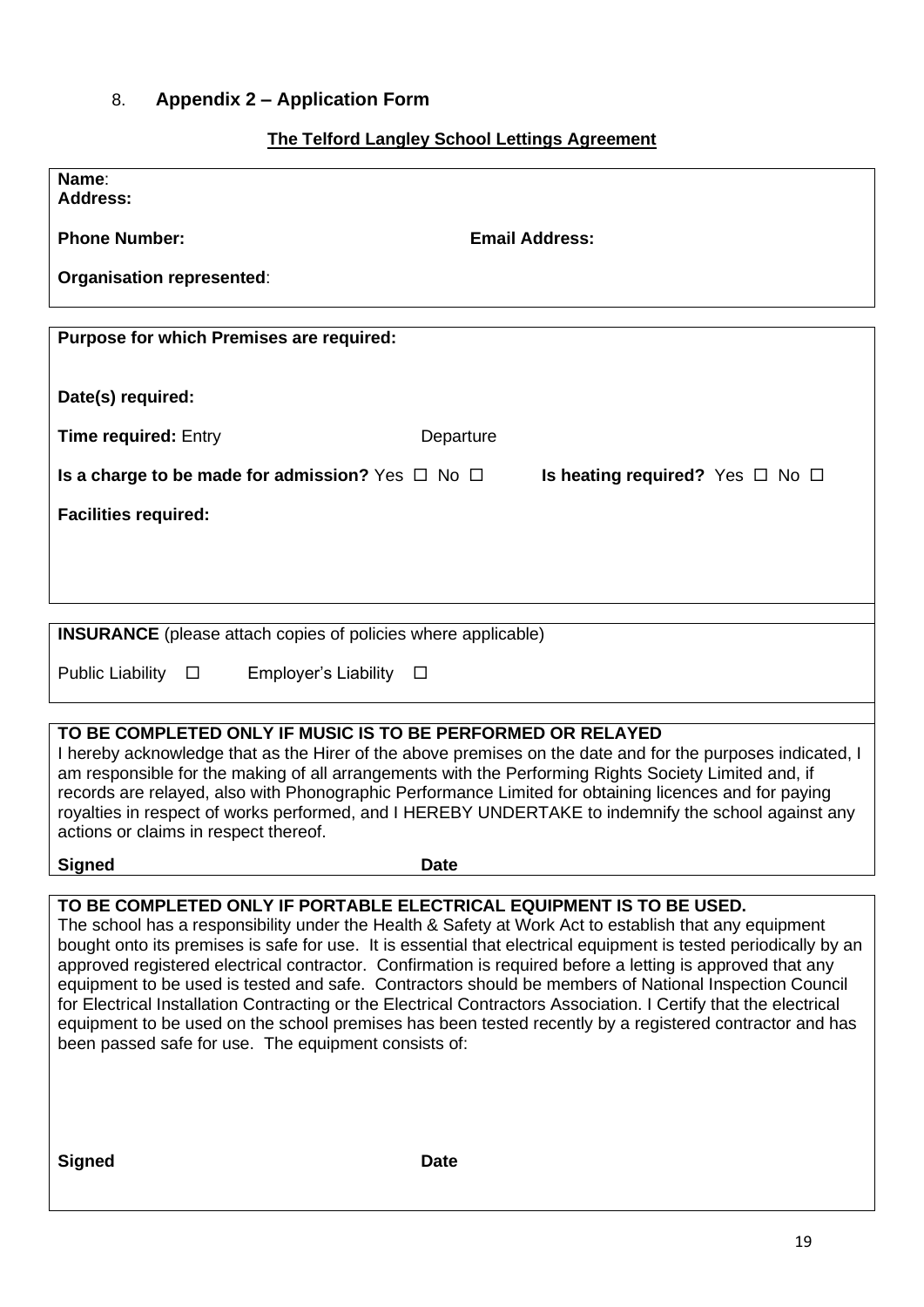## 8. Appendix 2 – Application Form

**The Telford Langley School Lettings Agreement**

**Name**:
**Address:**

**Phone Number:** **Email Address:**

**Organisation represented**:

---

**Purpose for which Premises are required:**

**Date(s) required:**

**Time required:** Entry Departure

**Is a charge to be made for admission?** Yes ☐ No ☐ **Is heating required?** Yes ☐ No ☐

**Facilities required:**

---

**INSURANCE** (please attach copies of policies where applicable)

Public Liability ☐ Employer's Liability ☐

---

**TO BE COMPLETED ONLY IF MUSIC IS TO BE PERFORMED OR RELAYED**

I hereby acknowledge that as the Hirer of the above premises on the date and for the purposes indicated, I am responsible for the making of all arrangements with the Performing Rights Society Limited and, if records are relayed, also with Phonographic Performance Limited for obtaining licences and for paying royalties in respect of works performed, and I HEREBY UNDERTAKE to indemnify the school against any actions or claims in respect thereof.

**Signed** **Date**

---

**TO BE COMPLETED ONLY IF PORTABLE ELECTRICAL EQUIPMENT IS TO BE USED.**

The school has a responsibility under the Health & Safety at Work Act to establish that any equipment bought onto its premises is safe for use. It is essential that electrical equipment is tested periodically by an approved registered electrical contractor. Confirmation is required before a letting is approved that any equipment to be used is tested and safe. Contractors should be members of National Inspection Council for Electrical Installation Contracting or the Electrical Contractors Association. I Certify that the electrical equipment to be used on the school premises has been tested recently by a registered contractor and has been passed safe for use. The equipment consists of:

**Signed** **Date**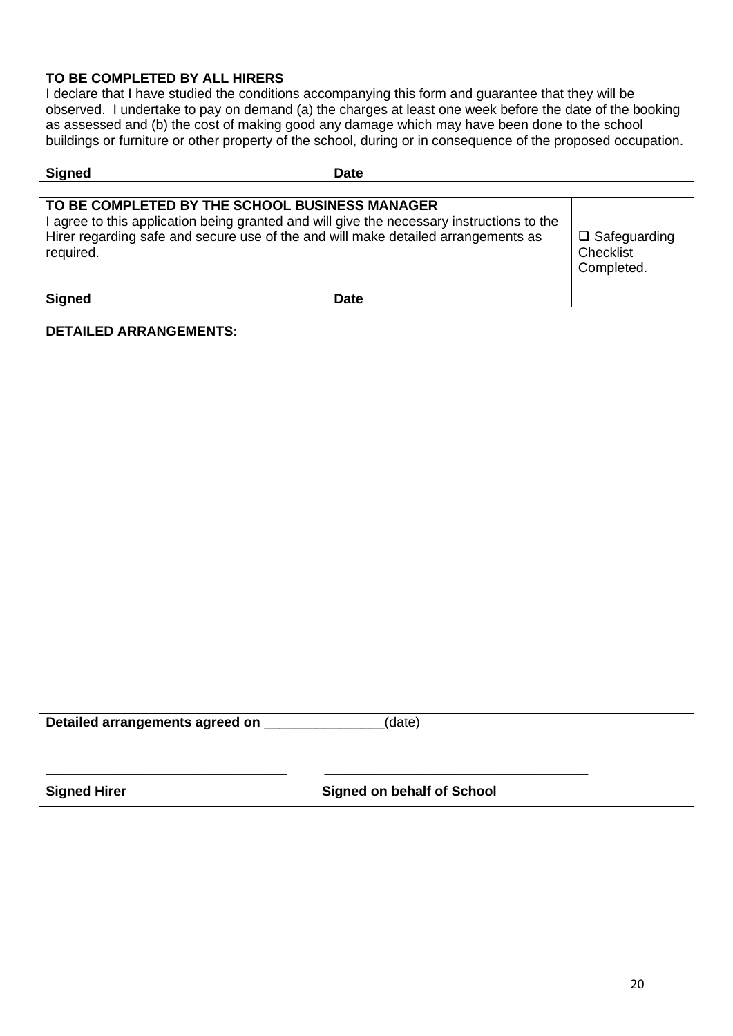**TO BE COMPLETED BY ALL HIRERS**

I declare that I have studied the conditions accompanying this form and guarantee that they will be observed. I undertake to pay on demand (a) the charges at least one week before the date of the booking as assessed and (b) the cost of making good any damage which may have been done to the school buildings or furniture or other property of the school, during or in consequence of the proposed occupation.

**Signed** **Date**

| **TO BE COMPLETED BY THE SCHOOL BUSINESS MANAGER** I agree to this application being granted and will give the necessary instructions to the Hirer regarding safe and secure use of the and will make detailed arrangements as required. **Signed** **Date** | ❑ Safeguarding Checklist Completed. |
|---|---|

**DETAILED ARRANGEMENTS:**

**Detailed arrangements agreed on** \_\_\_\_\_\_\_\_\_\_\_\_\_\_\_\_(date)

\_\_\_\_\_\_\_\_\_\_\_\_\_\_\_\_\_\_\_\_\_\_\_\_\_\_\_\_\_\_\_\_ \_\_\_\_\_\_\_\_\_\_\_\_\_\_\_\_\_\_\_\_\_\_\_\_\_\_\_\_\_\_\_\_\_\_\_

**Signed Hirer** **Signed on behalf of School**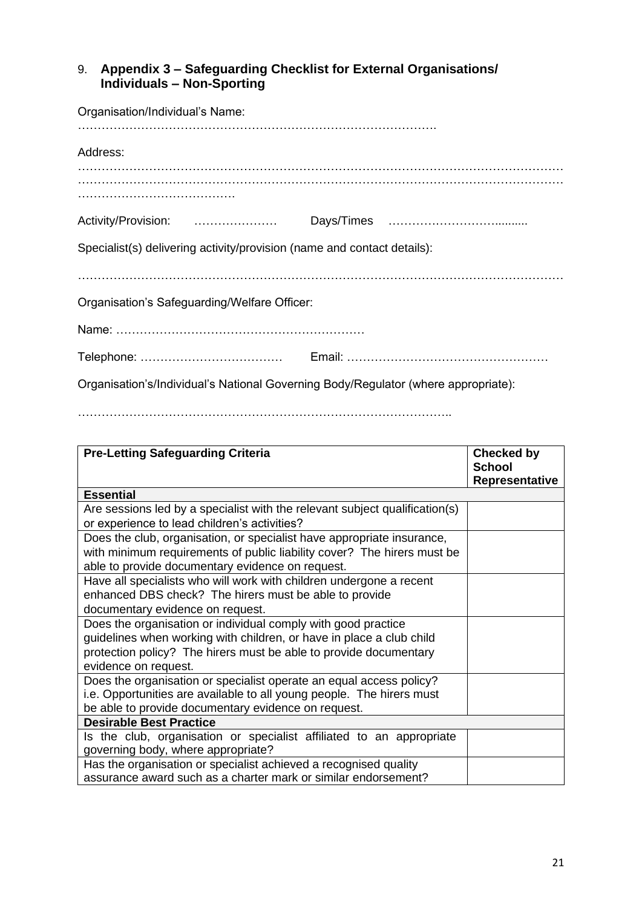## 9. Appendix 3 – Safeguarding Checklist for External Organisations/ Individuals – Non-Sporting

Organisation/Individual's Name:

……………………………………………………………………………….

Address:

……………………………………………………………………………………………………………………………………………………………………………………………………………………………………….

Activity/Provision: ………………… Days/Times …………………….........

Specialist(s) delivering activity/provision (name and contact details):

……………………………………………………………………………………………………

Organisation's Safeguarding/Welfare Officer:

Name: ……………………………………………………

Telephone: ……………………………… Email: ……………………………………………

Organisation's/Individual's National Governing Body/Regulator (where appropriate):

………………………………………………………………………………..

| Pre-Letting Safeguarding Criteria | Checked by School Representative |
|---|---|
| **Essential** | |
| Are sessions led by a specialist with the relevant subject qualification(s) or experience to lead children's activities? | |
| Does the club, organisation, or specialist have appropriate insurance, with minimum requirements of public liability cover? The hirers must be able to provide documentary evidence on request. | |
| Have all specialists who will work with children undergone a recent enhanced DBS check? The hirers must be able to provide documentary evidence on request. | |
| Does the organisation or individual comply with good practice guidelines when working with children, or have in place a club child protection policy? The hirers must be able to provide documentary evidence on request. | |
| Does the organisation or specialist operate an equal access policy? i.e. Opportunities are available to all young people. The hirers must be able to provide documentary evidence on request. | |
| **Desirable Best Practice** | |
| Is the club, organisation or specialist affiliated to an appropriate governing body, where appropriate? | |
| Has the organisation or specialist achieved a recognised quality assurance award such as a charter mark or similar endorsement? | |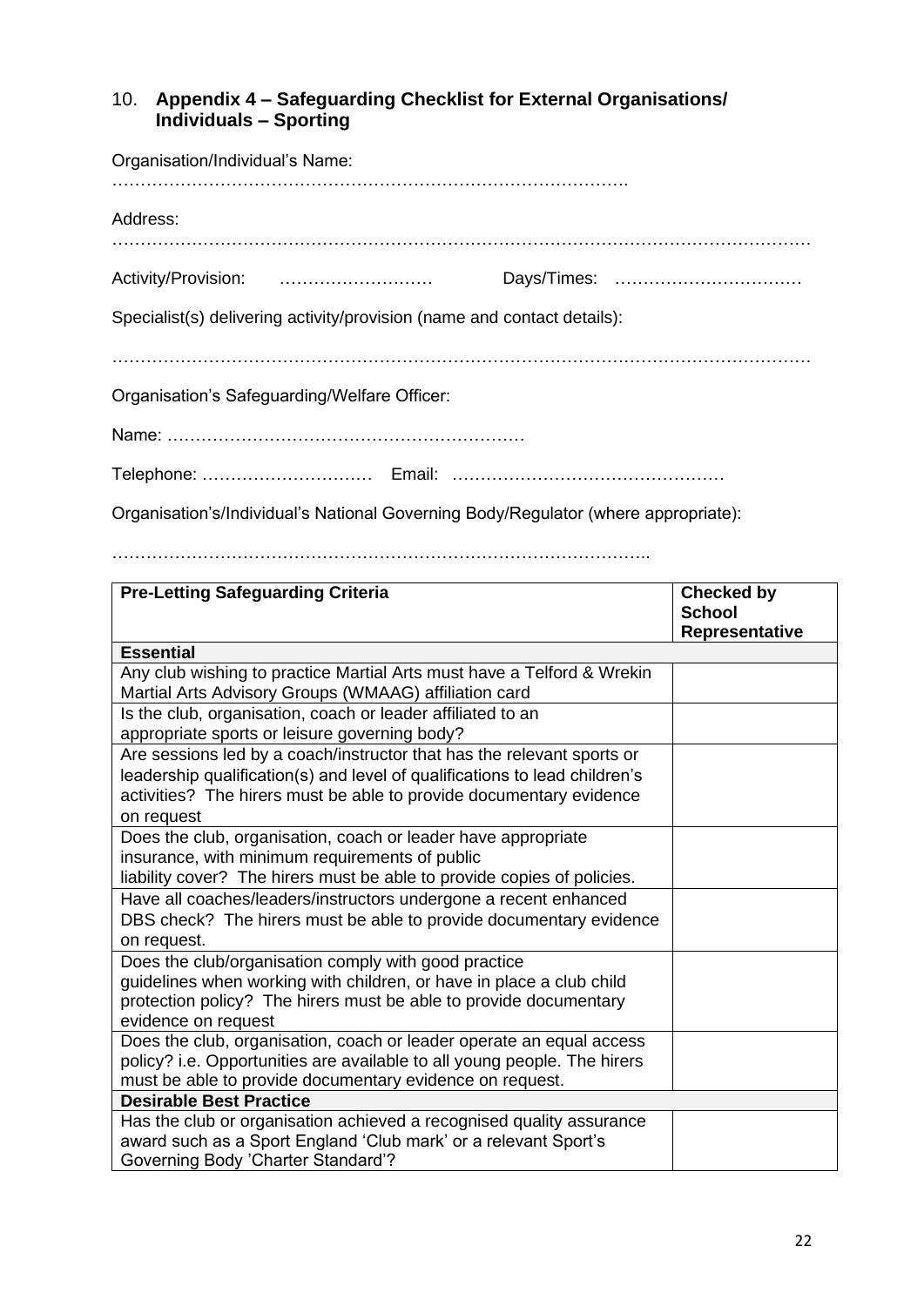## 10. Appendix 4 – Safeguarding Checklist for External Organisations/ Individuals – Sporting

Organisation/Individual's Name:

……………………………………………………………………………….

Address:

…………………………………………………………………………………………………………

Activity/Provision: ……………………… Days/Times: ……………………………

Specialist(s) delivering activity/provision (name and contact details):

…………………………………………………………………………………………………………

Organisation's Safeguarding/Welfare Officer:

Name: ………………………………………………………

Telephone: ………………………… Email: …………………………………………

Organisation's/Individual's National Governing Body/Regulator (where appropriate):

………………………………………………………………………………..

| Pre-Letting Safeguarding Criteria | Checked by School Representative |
|---|---|
| **Essential** | |
| Any club wishing to practice Martial Arts must have a Telford & Wrekin Martial Arts Advisory Groups (WMAAG) affiliation card | |
| Is the club, organisation, coach or leader affiliated to an appropriate sports or leisure governing body? | |
| Are sessions led by a coach/instructor that has the relevant sports or leadership qualification(s) and level of qualifications to lead children's activities? The hirers must be able to provide documentary evidence on request | |
| Does the club, organisation, coach or leader have appropriate insurance, with minimum requirements of public liability cover? The hirers must be able to provide copies of policies. | |
| Have all coaches/leaders/instructors undergone a recent enhanced DBS check? The hirers must be able to provide documentary evidence on request. | |
| Does the club/organisation comply with good practice guidelines when working with children, or have in place a club child protection policy? The hirers must be able to provide documentary evidence on request | |
| Does the club, organisation, coach or leader operate an equal access policy? i.e. Opportunities are available to all young people. The hirers must be able to provide documentary evidence on request. | |
| **Desirable Best Practice** | |
| Has the club or organisation achieved a recognised quality assurance award such as a Sport England 'Club mark' or a relevant Sport's Governing Body 'Charter Standard'? | |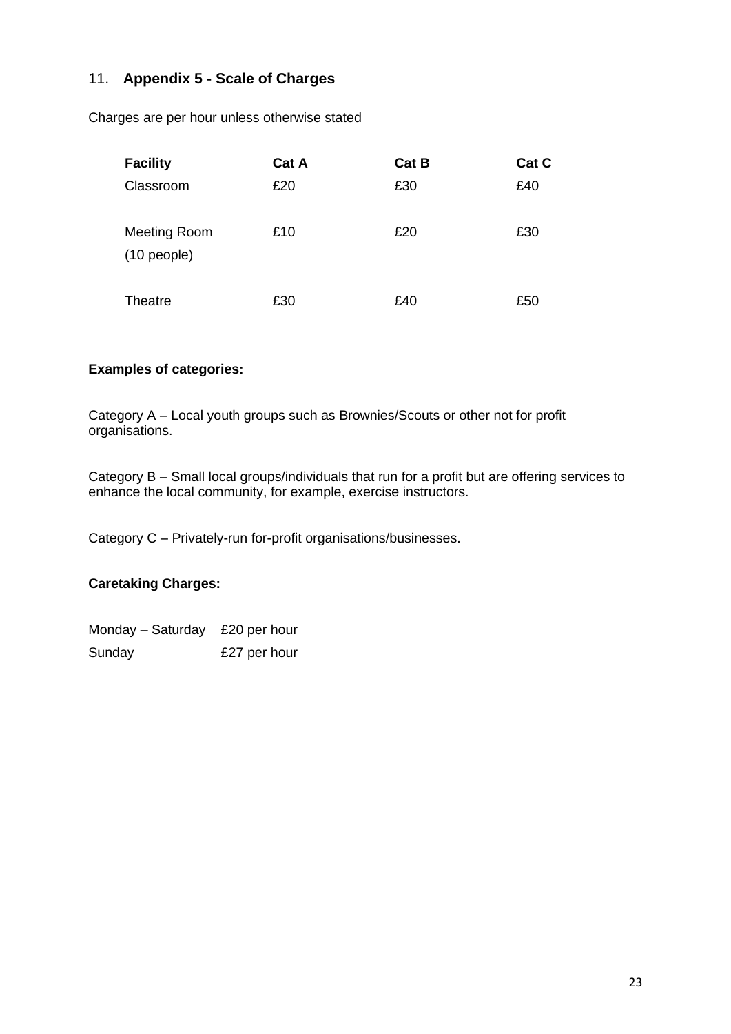## 11. Appendix 5 - Scale of Charges

Charges are per hour unless otherwise stated

| Facility | Cat A | Cat B | Cat C |
|---|---|---|---|
| Classroom | £20 | £30 | £40 |
| Meeting Room (10 people) | £10 | £20 | £30 |
| Theatre | £30 | £40 | £50 |

**Examples of categories:**

Category A – Local youth groups such as Brownies/Scouts or other not for profit organisations.

Category B – Small local groups/individuals that run for a profit but are offering services to enhance the local community, for example, exercise instructors.

Category C – Privately-run for-profit organisations/businesses.

**Caretaking Charges:**

| | |
|---|---|
| Monday – Saturday | £20 per hour |
| Sunday | £27 per hour |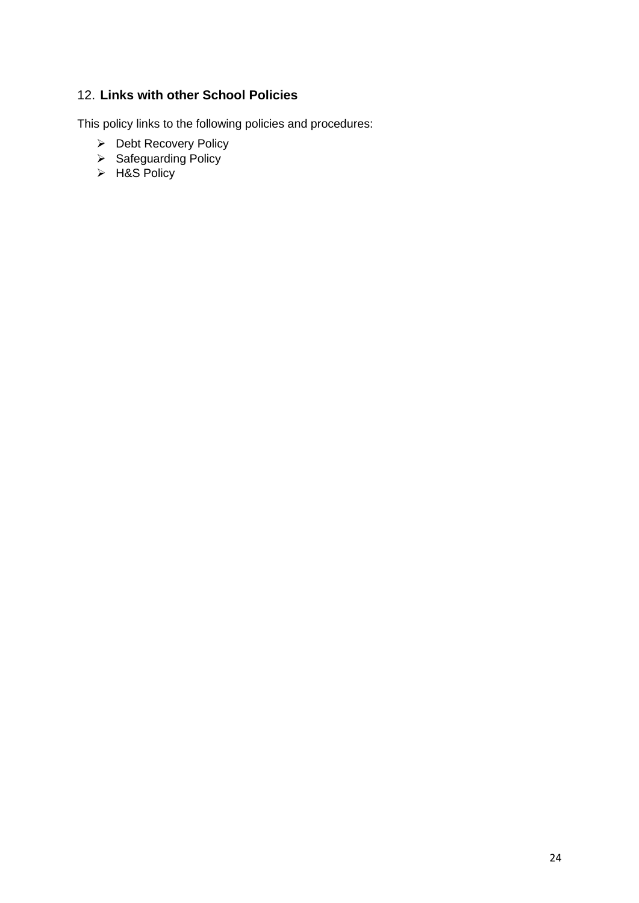## 12. Links with other School Policies

This policy links to the following policies and procedures:

- Debt Recovery Policy
- Safeguarding Policy
- H&S Policy